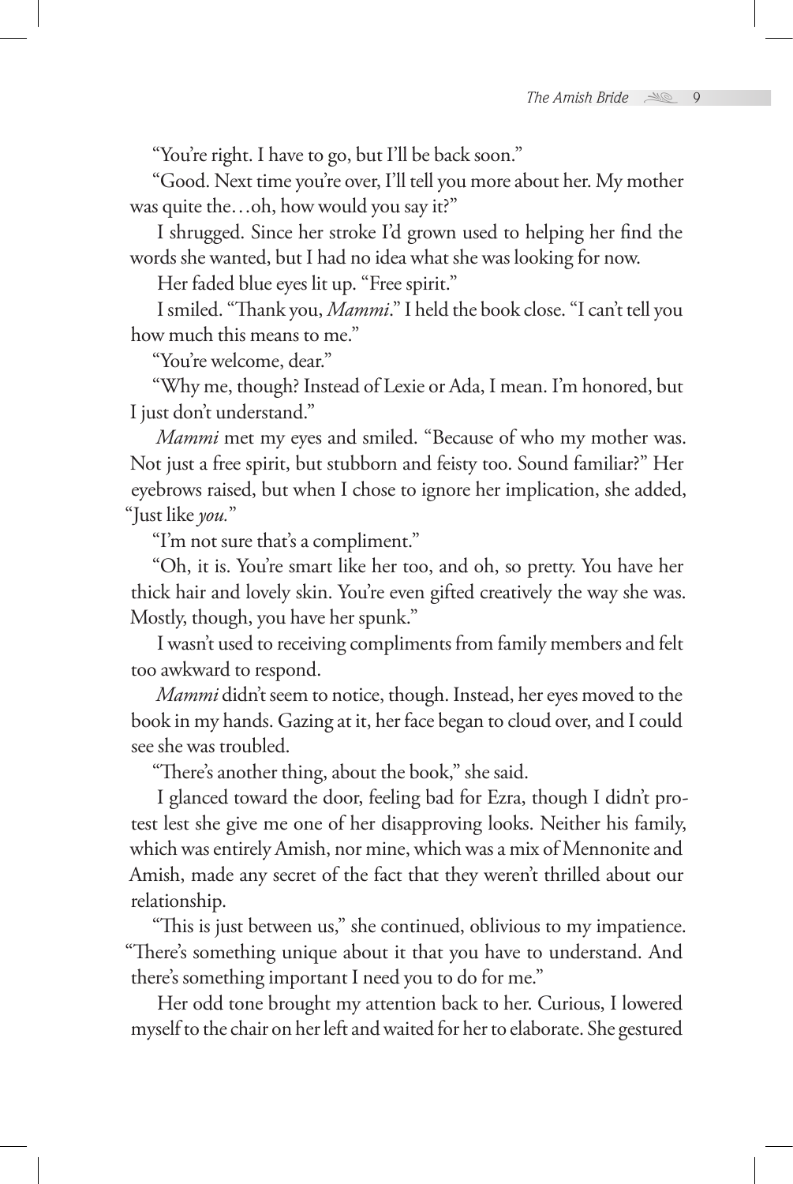"You're right. I have to go, but I'll be back soon."

"Good. Next time you're over, I'll tell you more about her. My mother was quite the…oh, how would you say it?"

I shrugged. Since her stroke I'd grown used to helping her find the words she wanted, but I had no idea what she was looking for now.

Her faded blue eyes lit up. "Free spirit."

I smiled. "Thank you, *Mammi*." I held the book close. "I can't tell you how much this means to me."

"You're welcome, dear."

"Why me, though? Instead of Lexie or Ada, I mean. I'm honored, but I just don't understand."

*Mammi* met my eyes and smiled. "Because of who my mother was. Not just a free spirit, but stubborn and feisty too. Sound familiar?" Her eyebrows raised, but when I chose to ignore her implication, she added, "Just like *you.*"

"I'm not sure that's a compliment."

"Oh, it is. You're smart like her too, and oh, so pretty. You have her thick hair and lovely skin. You're even gifted creatively the way she was. Mostly, though, you have her spunk."

I wasn't used to receiving compliments from family members and felt too awkward to respond.

*Mammi* didn't seem to notice, though. Instead, her eyes moved to the book in my hands. Gazing at it, her face began to cloud over, and I could see she was troubled.

"There's another thing, about the book," she said.

I glanced toward the door, feeling bad for Ezra, though I didn't protest lest she give me one of her disapproving looks. Neither his family, which was entirely Amish, nor mine, which was a mix of Mennonite and Amish, made any secret of the fact that they weren't thrilled about our relationship.

"This is just between us," she continued, oblivious to my impatience. "There's something unique about it that you have to understand. And there's something important I need you to do for me."

Her odd tone brought my attention back to her. Curious, I lowered myself to the chair on her left and waited for her to elaborate. She gestured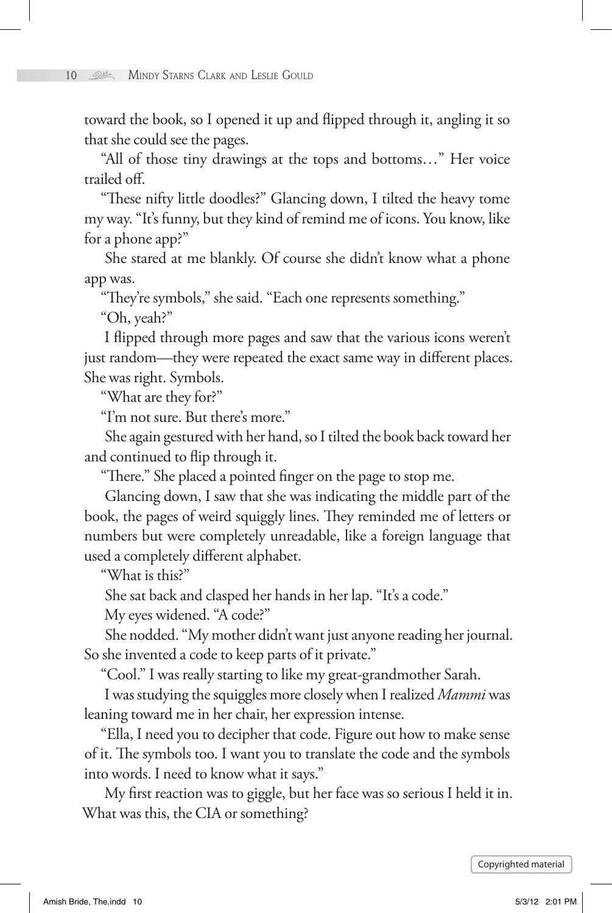toward the book, so I opened it up and flipped through it, angling it so that she could see the pages.

"All of those tiny drawings at the tops and bottoms…" Her voice trailed off.

"These nifty little doodles?" Glancing down, I tilted the heavy tome my way. "It's funny, but they kind of remind me of icons. You know, like for a phone app?"

She stared at me blankly. Of course she didn't know what a phone app was.

"They're symbols," she said. "Each one represents something."

"Oh, yeah?"

I flipped through more pages and saw that the various icons weren't just random—they were repeated the exact same way in different places. She was right. Symbols.

"What are they for?"

"I'm not sure. But there's more."

She again gestured with her hand, so I tilted the book back toward her and continued to flip through it.

"There." She placed a pointed finger on the page to stop me.

Glancing down, I saw that she was indicating the middle part of the book, the pages of weird squiggly lines. They reminded me of letters or numbers but were completely unreadable, like a foreign language that used a completely different alphabet.

"What is this?"

She sat back and clasped her hands in her lap. "It's a code."

My eyes widened. "A code?"

She nodded. "My mother didn't want just anyone reading her journal. So she invented a code to keep parts of it private."

"Cool." I was really starting to like my great-grandmother Sarah.

I was studying the squiggles more closely when I realized *Mammi* was leaning toward me in her chair, her expression intense.

"Ella, I need you to decipher that code. Figure out how to make sense of it. The symbols too. I want you to translate the code and the symbols into words. I need to know what it says."

My first reaction was to giggle, but her face was so serious I held it in. What was this, the CIA or something?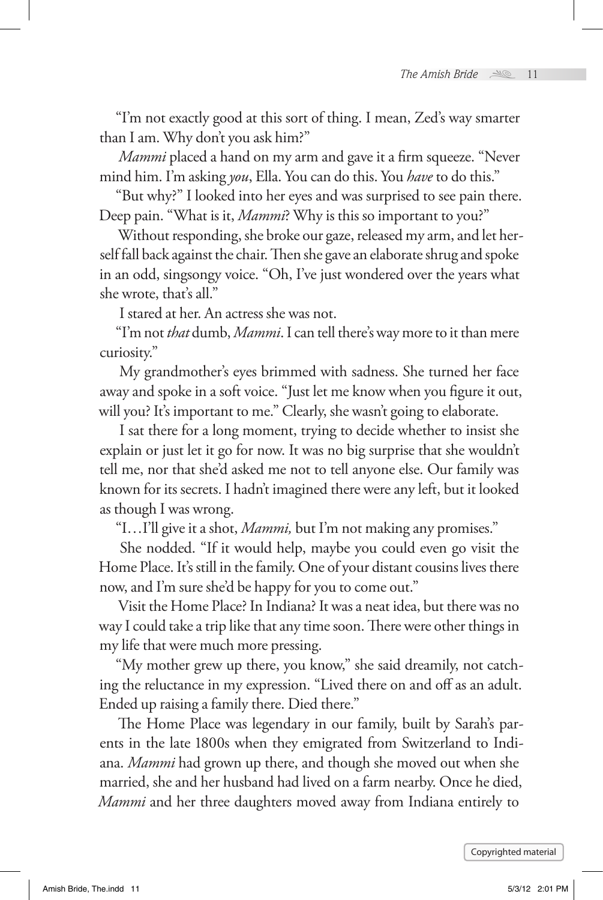"I'm not exactly good at this sort of thing. I mean, Zed's way smarter than I am. Why don't you ask him?"

*Mammi* placed a hand on my arm and gave it a firm squeeze. "Never mind him. I'm asking *you*, Ella. You can do this. You *have* to do this."

"But why?" I looked into her eyes and was surprised to see pain there. Deep pain. "What is it, *Mammi*? Why is this so important to you?"

Without responding, she broke our gaze, released my arm, and let herself fall back against the chair. Then she gave an elaborate shrug and spoke in an odd, singsongy voice. "Oh, I've just wondered over the years what she wrote, that's all."

I stared at her. An actress she was not.

"I'm not *that* dumb, *Mammi*. I can tell there's way more to it than mere curiosity."

My grandmother's eyes brimmed with sadness. She turned her face away and spoke in a soft voice. "Just let me know when you figure it out, will you? It's important to me." Clearly, she wasn't going to elaborate.

I sat there for a long moment, trying to decide whether to insist she explain or just let it go for now. It was no big surprise that she wouldn't tell me, nor that she'd asked me not to tell anyone else. Our family was known for its secrets. I hadn't imagined there were any left, but it looked as though I was wrong.

"I…I'll give it a shot, *Mammi,* but I'm not making any promises."

She nodded. "If it would help, maybe you could even go visit the Home Place. It's still in the family. One of your distant cousins lives there now, and I'm sure she'd be happy for you to come out."

Visit the Home Place? In Indiana? It was a neat idea, but there was no way I could take a trip like that any time soon. There were other things in my life that were much more pressing.

"My mother grew up there, you know," she said dreamily, not catching the reluctance in my expression. "Lived there on and off as an adult. Ended up raising a family there. Died there."

The Home Place was legendary in our family, built by Sarah's parents in the late 1800s when they emigrated from Switzerland to Indiana. *Mammi* had grown up there, and though she moved out when she married, she and her husband had lived on a farm nearby. Once he died, *Mammi* and her three daughters moved away from Indiana entirely to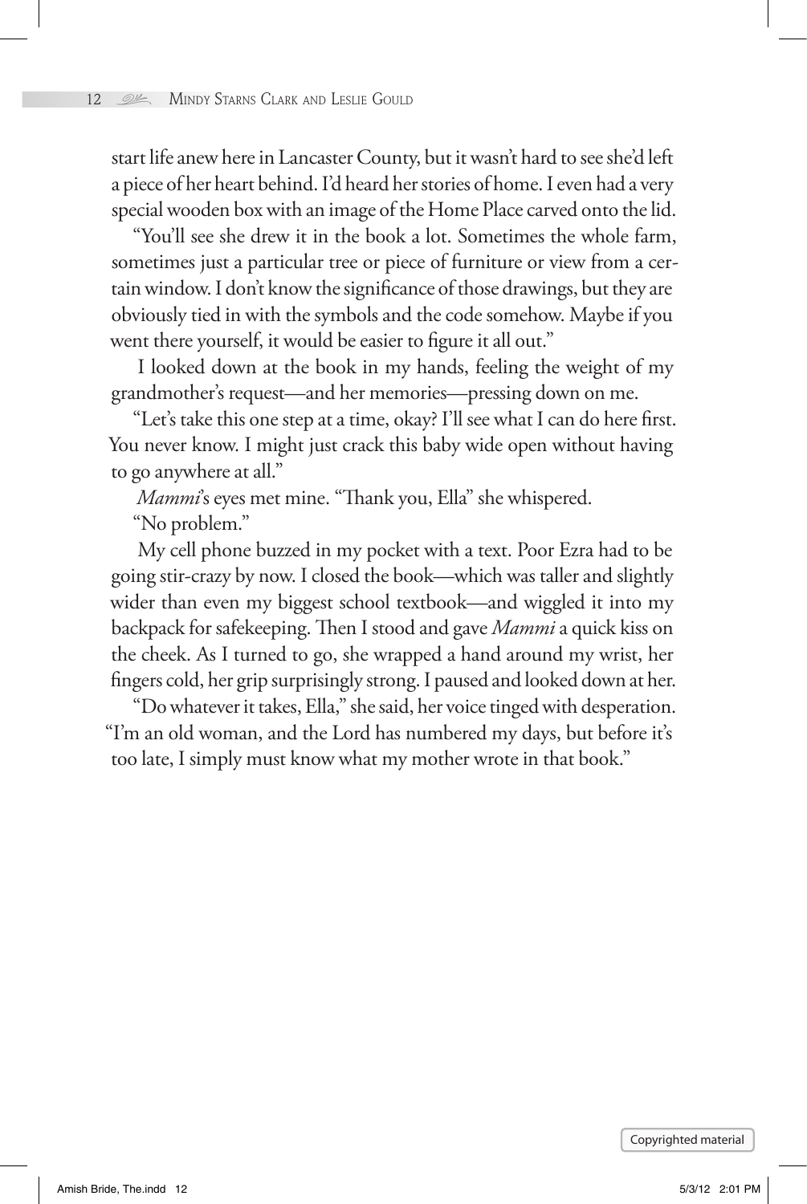start life anew here in Lancaster County, but it wasn't hard to see she'd left a piece of her heart behind. I'd heard her stories of home. I even had a very special wooden box with an image of the Home Place carved onto the lid.

"You'll see she drew it in the book a lot. Sometimes the whole farm, sometimes just a particular tree or piece of furniture or view from a certain window. I don't know the significance of those drawings, but they are obviously tied in with the symbols and the code somehow. Maybe if you went there yourself, it would be easier to figure it all out."

I looked down at the book in my hands, feeling the weight of my grandmother's request—and her memories—pressing down on me.

"Let's take this one step at a time, okay? I'll see what I can do here first. You never know. I might just crack this baby wide open without having to go anywhere at all."

*Mammi*'s eyes met mine. "Thank you, Ella" she whispered.

"No problem."

My cell phone buzzed in my pocket with a text. Poor Ezra had to be going stir-crazy by now. I closed the book—which was taller and slightly wider than even my biggest school textbook—and wiggled it into my backpack for safekeeping. Then I stood and gave *Mammi* a quick kiss on the cheek. As I turned to go, she wrapped a hand around my wrist, her fingers cold, her grip surprisingly strong. I paused and looked down at her.

"Do whatever it takes, Ella," she said, her voice tinged with desperation. "I'm an old woman, and the Lord has numbered my days, but before it's too late, I simply must know what my mother wrote in that book."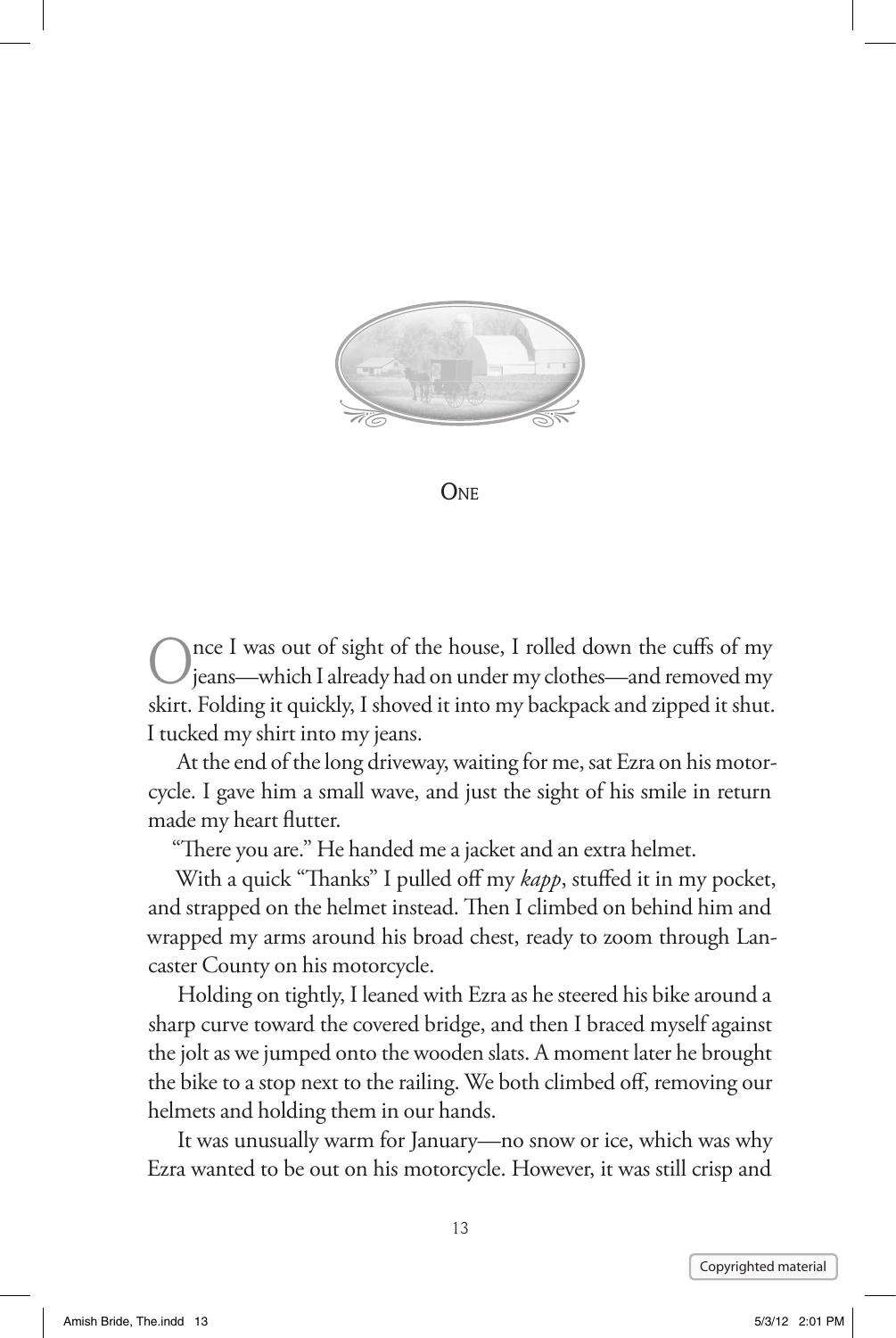# One

Once I was out of sight of the house, I rolled down the cuffs of my jeans—which I already had on under my clothes—and removed my skirt. Folding it quickly, I shoved it into my backpack and zipped it shut. I tucked my shirt into my jeans.

At the end of the long driveway, waiting for me, sat Ezra on his motorcycle. I gave him a small wave, and just the sight of his smile in return made my heart flutter.

"There you are." He handed me a jacket and an extra helmet.

With a quick "Thanks" I pulled off my *kapp*, stuffed it in my pocket, and strapped on the helmet instead. Then I climbed on behind him and wrapped my arms around his broad chest, ready to zoom through Lancaster County on his motorcycle.

Holding on tightly, I leaned with Ezra as he steered his bike around a sharp curve toward the covered bridge, and then I braced myself against the jolt as we jumped onto the wooden slats. A moment later he brought the bike to a stop next to the railing. We both climbed off, removing our helmets and holding them in our hands.

It was unusually warm for January—no snow or ice, which was why Ezra wanted to be out on his motorcycle. However, it was still crisp and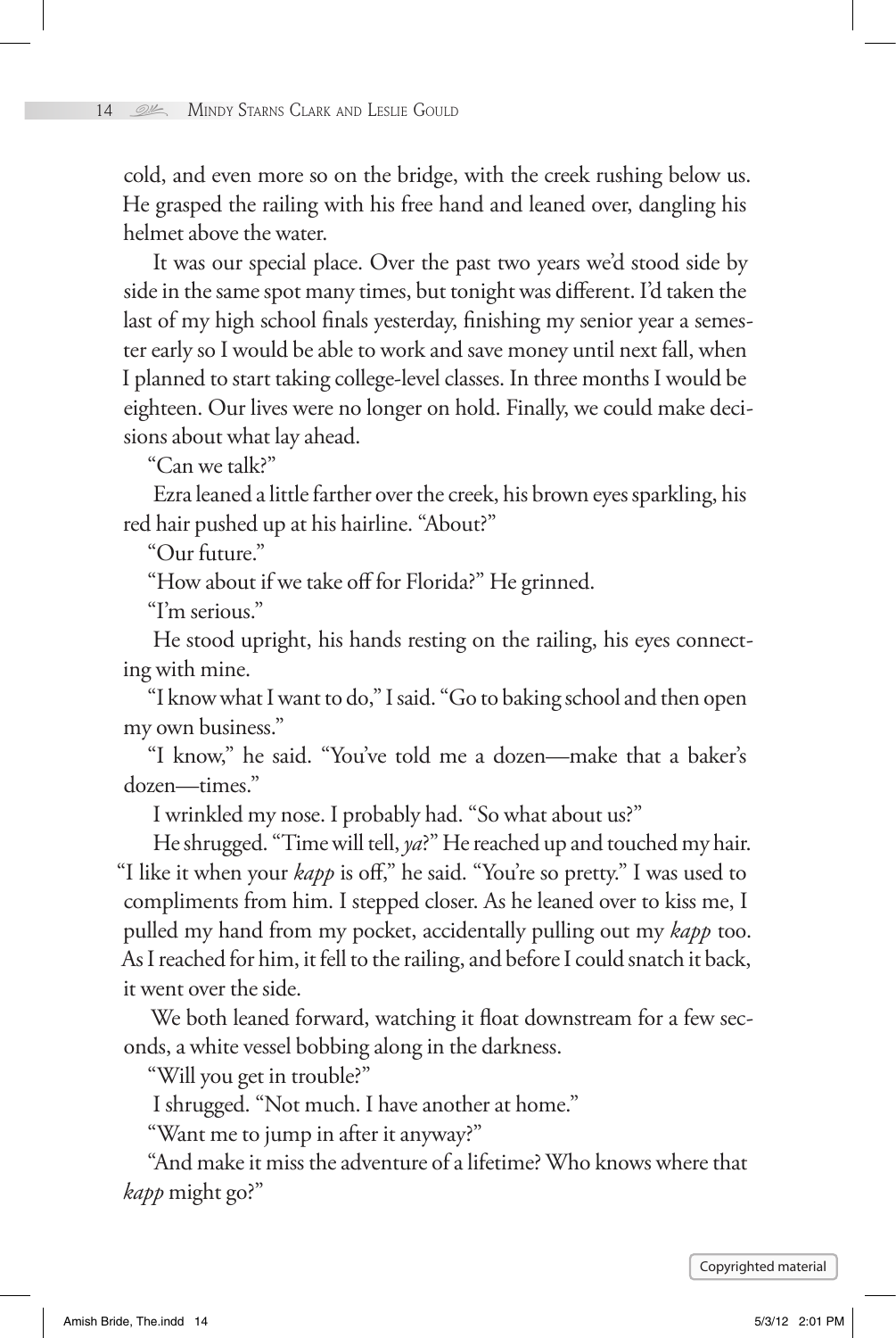cold, and even more so on the bridge, with the creek rushing below us. He grasped the railing with his free hand and leaned over, dangling his helmet above the water.

It was our special place. Over the past two years we'd stood side by side in the same spot many times, but tonight was different. I'd taken the last of my high school finals yesterday, finishing my senior year a semester early so I would be able to work and save money until next fall, when I planned to start taking college-level classes. In three months I would be eighteen. Our lives were no longer on hold. Finally, we could make decisions about what lay ahead.

"Can we talk?"

Ezra leaned a little farther over the creek, his brown eyes sparkling, his red hair pushed up at his hairline. "About?"

"Our future."

"How about if we take off for Florida?" He grinned.

"I'm serious."

He stood upright, his hands resting on the railing, his eyes connecting with mine.

"I know what I want to do," I said. "Go to baking school and then open my own business."

"I know," he said. "You've told me a dozen—make that a baker's dozen—times."

I wrinkled my nose. I probably had. "So what about us?"

He shrugged. "Time will tell, *ya*?" He reached up and touched my hair. "I like it when your *kapp* is off," he said. "You're so pretty." I was used to compliments from him. I stepped closer. As he leaned over to kiss me, I pulled my hand from my pocket, accidentally pulling out my *kapp* too. As I reached for him, it fell to the railing, and before I could snatch it back, it went over the side.

We both leaned forward, watching it float downstream for a few seconds, a white vessel bobbing along in the darkness.

"Will you get in trouble?"

I shrugged. "Not much. I have another at home."

"Want me to jump in after it anyway?"

"And make it miss the adventure of a lifetime? Who knows where that *kapp* might go?"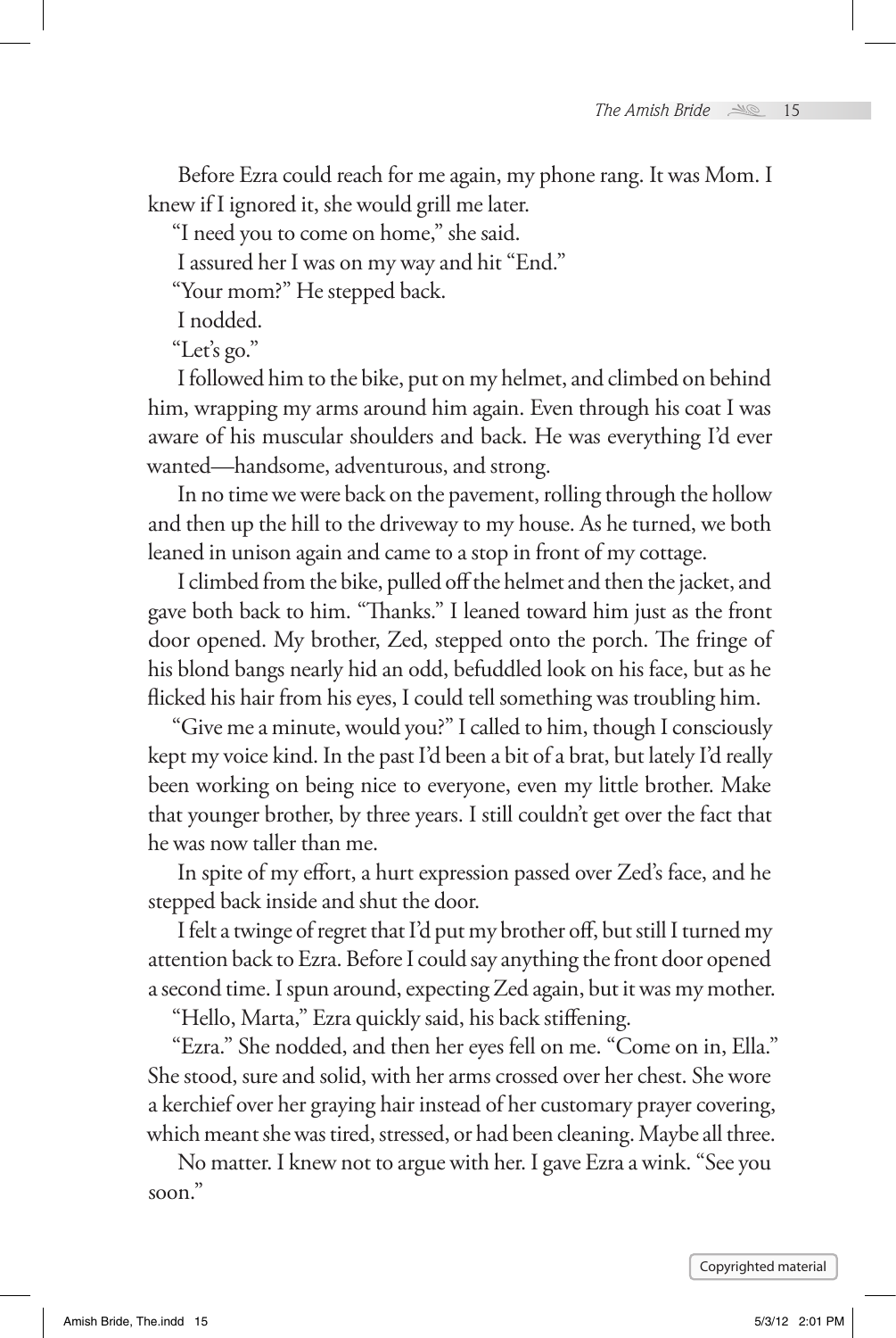Before Ezra could reach for me again, my phone rang. It was Mom. I knew if I ignored it, she would grill me later.

"I need you to come on home," she said.

I assured her I was on my way and hit "End."

"Your mom?" He stepped back.

I nodded.

"Let's go."

I followed him to the bike, put on my helmet, and climbed on behind him, wrapping my arms around him again. Even through his coat I was aware of his muscular shoulders and back. He was everything I'd ever wanted—handsome, adventurous, and strong.

In no time we were back on the pavement, rolling through the hollow and then up the hill to the driveway to my house. As he turned, we both leaned in unison again and came to a stop in front of my cottage.

I climbed from the bike, pulled off the helmet and then the jacket, and gave both back to him. "Thanks." I leaned toward him just as the front door opened. My brother, Zed, stepped onto the porch. The fringe of his blond bangs nearly hid an odd, befuddled look on his face, but as he flicked his hair from his eyes, I could tell something was troubling him.

"Give me a minute, would you?" I called to him, though I consciously kept my voice kind. In the past I'd been a bit of a brat, but lately I'd really been working on being nice to everyone, even my little brother. Make that younger brother, by three years. I still couldn't get over the fact that he was now taller than me.

In spite of my effort, a hurt expression passed over Zed's face, and he stepped back inside and shut the door.

I felt a twinge of regret that I'd put my brother off, but still I turned my attention back to Ezra. Before I could say anything the front door opened a second time. I spun around, expecting Zed again, but it was my mother.

"Hello, Marta," Ezra quickly said, his back stiffening.

"Ezra." She nodded, and then her eyes fell on me. "Come on in, Ella." She stood, sure and solid, with her arms crossed over her chest. She wore a kerchief over her graying hair instead of her customary prayer covering, which meant she was tired, stressed, or had been cleaning. Maybe all three.

No matter. I knew not to argue with her. I gave Ezra a wink. "See you soon."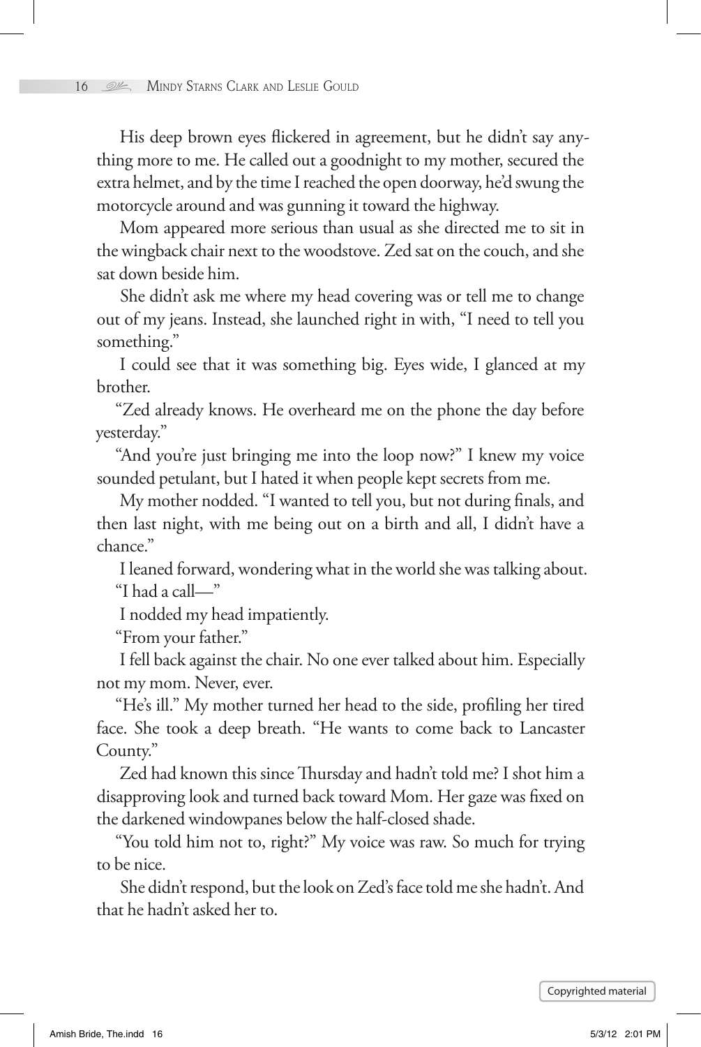His deep brown eyes flickered in agreement, but he didn't say anything more to me. He called out a goodnight to my mother, secured the extra helmet, and by the time I reached the open doorway, he'd swung the motorcycle around and was gunning it toward the highway.

Mom appeared more serious than usual as she directed me to sit in the wingback chair next to the woodstove. Zed sat on the couch, and she sat down beside him.

She didn't ask me where my head covering was or tell me to change out of my jeans. Instead, she launched right in with, "I need to tell you something."

I could see that it was something big. Eyes wide, I glanced at my brother.

"Zed already knows. He overheard me on the phone the day before yesterday."

"And you're just bringing me into the loop now?" I knew my voice sounded petulant, but I hated it when people kept secrets from me.

My mother nodded. "I wanted to tell you, but not during finals, and then last night, with me being out on a birth and all, I didn't have a chance."

I leaned forward, wondering what in the world she was talking about.

"I had a call—"

I nodded my head impatiently.

"From your father."

I fell back against the chair. No one ever talked about him. Especially not my mom. Never, ever.

"He's ill." My mother turned her head to the side, profiling her tired face. She took a deep breath. "He wants to come back to Lancaster County."

Zed had known this since Thursday and hadn't told me? I shot him a disapproving look and turned back toward Mom. Her gaze was fixed on the darkened windowpanes below the half-closed shade.

"You told him not to, right?" My voice was raw. So much for trying to be nice.

She didn't respond, but the look on Zed's face told me she hadn't. And that he hadn't asked her to.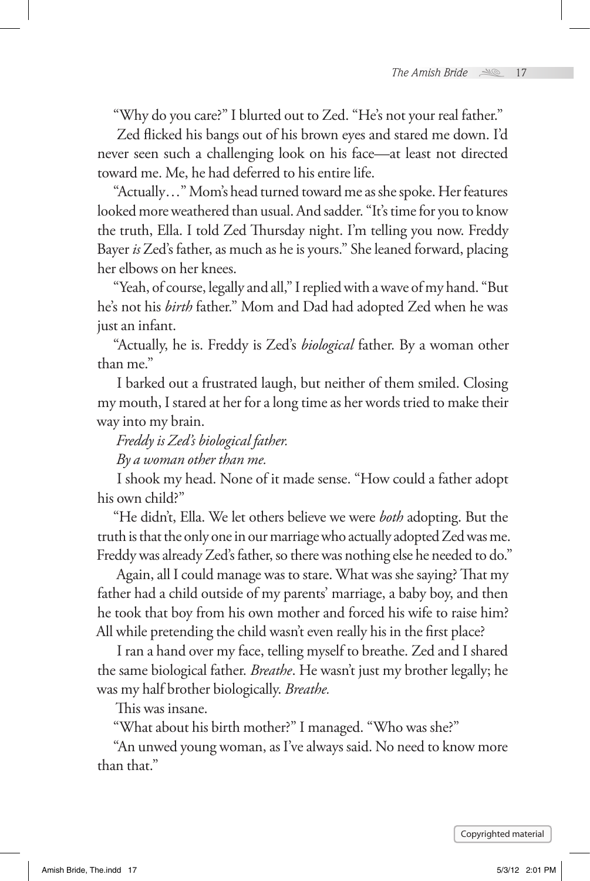"Why do you care?" I blurted out to Zed. "He's not your real father."

Zed flicked his bangs out of his brown eyes and stared me down. I'd never seen such a challenging look on his face—at least not directed toward me. Me, he had deferred to his entire life.

"Actually…" Mom's head turned toward me as she spoke. Her features looked more weathered than usual. And sadder. "It's time for you to know the truth, Ella. I told Zed Thursday night. I'm telling you now. Freddy Bayer *is* Zed's father, as much as he is yours." She leaned forward, placing her elbows on her knees.

"Yeah, of course, legally and all," I replied with a wave of my hand. "But he's not his *birth* father." Mom and Dad had adopted Zed when he was just an infant.

"Actually, he is. Freddy is Zed's *biological* father. By a woman other than me."

I barked out a frustrated laugh, but neither of them smiled. Closing my mouth, I stared at her for a long time as her words tried to make their way into my brain.

*Freddy is Zed's biological father.*

*By a woman other than me.*

I shook my head. None of it made sense. "How could a father adopt his own child?"

"He didn't, Ella. We let others believe we were *both* adopting. But the truth is that the only one in our marriage who actually adopted Zed was me. Freddy was already Zed's father, so there was nothing else he needed to do."

Again, all I could manage was to stare. What was she saying? That my father had a child outside of my parents' marriage, a baby boy, and then he took that boy from his own mother and forced his wife to raise him? All while pretending the child wasn't even really his in the first place?

I ran a hand over my face, telling myself to breathe. Zed and I shared the same biological father. *Breathe*. He wasn't just my brother legally; he was my half brother biologically. *Breathe.*

This was insane.

"What about his birth mother?" I managed. "Who was she?"

"An unwed young woman, as I've always said. No need to know more than that."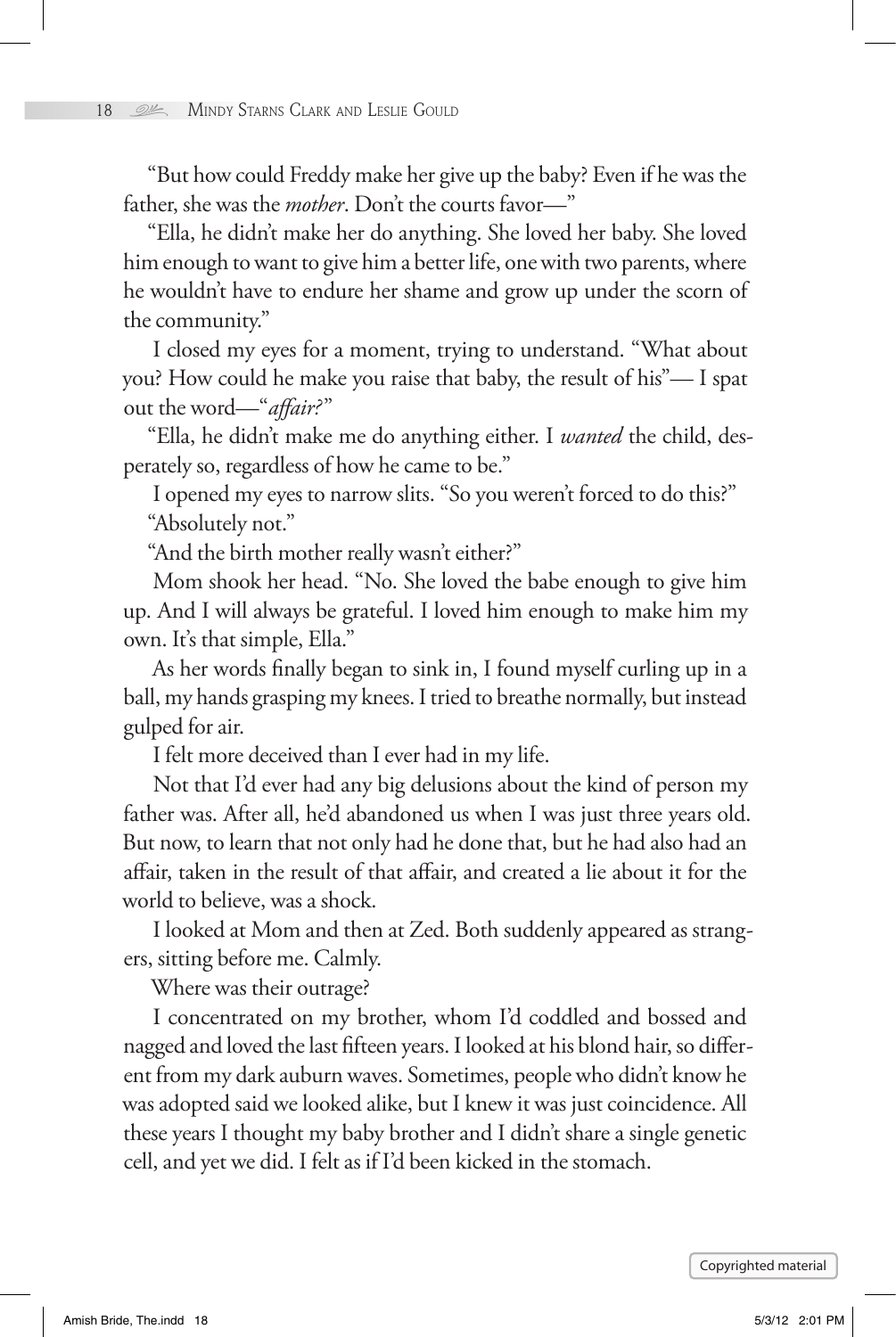"But how could Freddy make her give up the baby? Even if he was the father, she was the *mother*. Don't the courts favor—"

"Ella, he didn't make her do anything. She loved her baby. She loved him enough to want to give him a better life, one with two parents, where he wouldn't have to endure her shame and grow up under the scorn of the community."

I closed my eyes for a moment, trying to understand. "What about you? How could he make you raise that baby, the result of his"— I spat out the word—"*affair?*"

"Ella, he didn't make me do anything either. I *wanted* the child, desperately so, regardless of how he came to be."

I opened my eyes to narrow slits. "So you weren't forced to do this?"

"Absolutely not."

"And the birth mother really wasn't either?"

Mom shook her head. "No. She loved the babe enough to give him up. And I will always be grateful. I loved him enough to make him my own. It's that simple, Ella."

As her words finally began to sink in, I found myself curling up in a ball, my hands grasping my knees. I tried to breathe normally, but instead gulped for air.

I felt more deceived than I ever had in my life.

Not that I'd ever had any big delusions about the kind of person my father was. After all, he'd abandoned us when I was just three years old. But now, to learn that not only had he done that, but he had also had an affair, taken in the result of that affair, and created a lie about it for the world to believe, was a shock.

I looked at Mom and then at Zed. Both suddenly appeared as strangers, sitting before me. Calmly.

Where was their outrage?

I concentrated on my brother, whom I'd coddled and bossed and nagged and loved the last fifteen years. I looked at his blond hair, so different from my dark auburn waves. Sometimes, people who didn't know he was adopted said we looked alike, but I knew it was just coincidence. All these years I thought my baby brother and I didn't share a single genetic cell, and yet we did. I felt as if I'd been kicked in the stomach.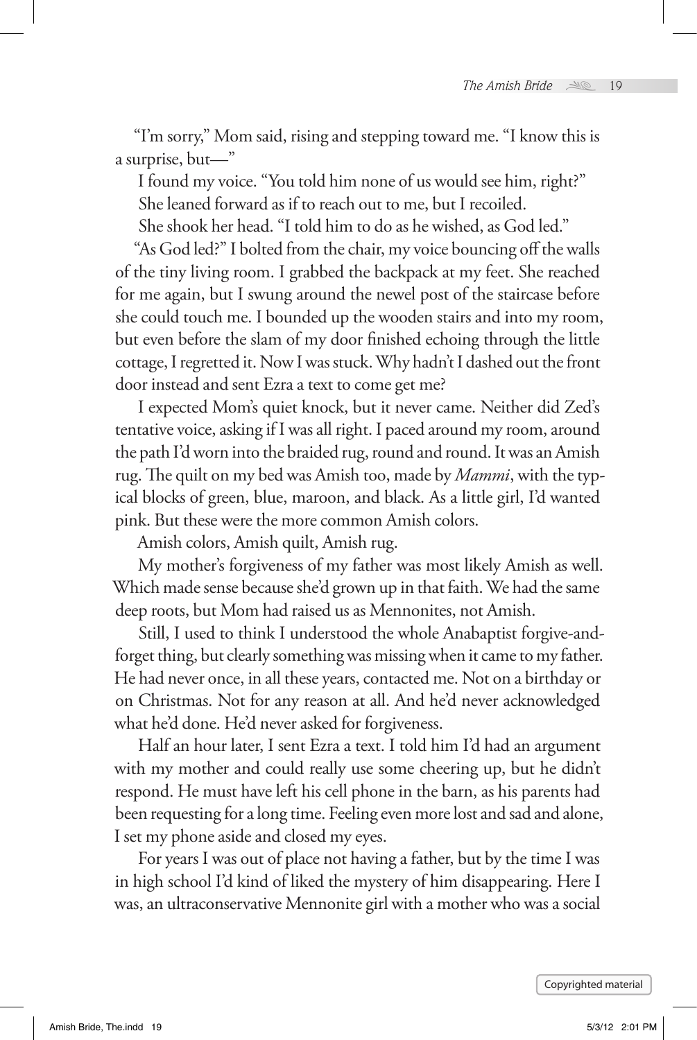"I'm sorry," Mom said, rising and stepping toward me. "I know this is a surprise, but—"

I found my voice. "You told him none of us would see him, right?"

She leaned forward as if to reach out to me, but I recoiled.

She shook her head. "I told him to do as he wished, as God led."

"As God led?" I bolted from the chair, my voice bouncing off the walls of the tiny living room. I grabbed the backpack at my feet. She reached for me again, but I swung around the newel post of the staircase before she could touch me. I bounded up the wooden stairs and into my room, but even before the slam of my door finished echoing through the little cottage, I regretted it. Now I was stuck. Why hadn't I dashed out the front door instead and sent Ezra a text to come get me?

I expected Mom's quiet knock, but it never came. Neither did Zed's tentative voice, asking if I was all right. I paced around my room, around the path I'd worn into the braided rug, round and round. It was an Amish rug. The quilt on my bed was Amish too, made by *Mammi*, with the typical blocks of green, blue, maroon, and black. As a little girl, I'd wanted pink. But these were the more common Amish colors.

Amish colors, Amish quilt, Amish rug.

My mother's forgiveness of my father was most likely Amish as well. Which made sense because she'd grown up in that faith. We had the same deep roots, but Mom had raised us as Mennonites, not Amish.

Still, I used to think I understood the whole Anabaptist forgive-and-forget thing, but clearly something was missing when it came to my father. He had never once, in all these years, contacted me. Not on a birthday or on Christmas. Not for any reason at all. And he'd never acknowledged what he'd done. He'd never asked for forgiveness.

Half an hour later, I sent Ezra a text. I told him I'd had an argument with my mother and could really use some cheering up, but he didn't respond. He must have left his cell phone in the barn, as his parents had been requesting for a long time. Feeling even more lost and sad and alone, I set my phone aside and closed my eyes.

For years I was out of place not having a father, but by the time I was in high school I'd kind of liked the mystery of him disappearing. Here I was, an ultraconservative Mennonite girl with a mother who was a social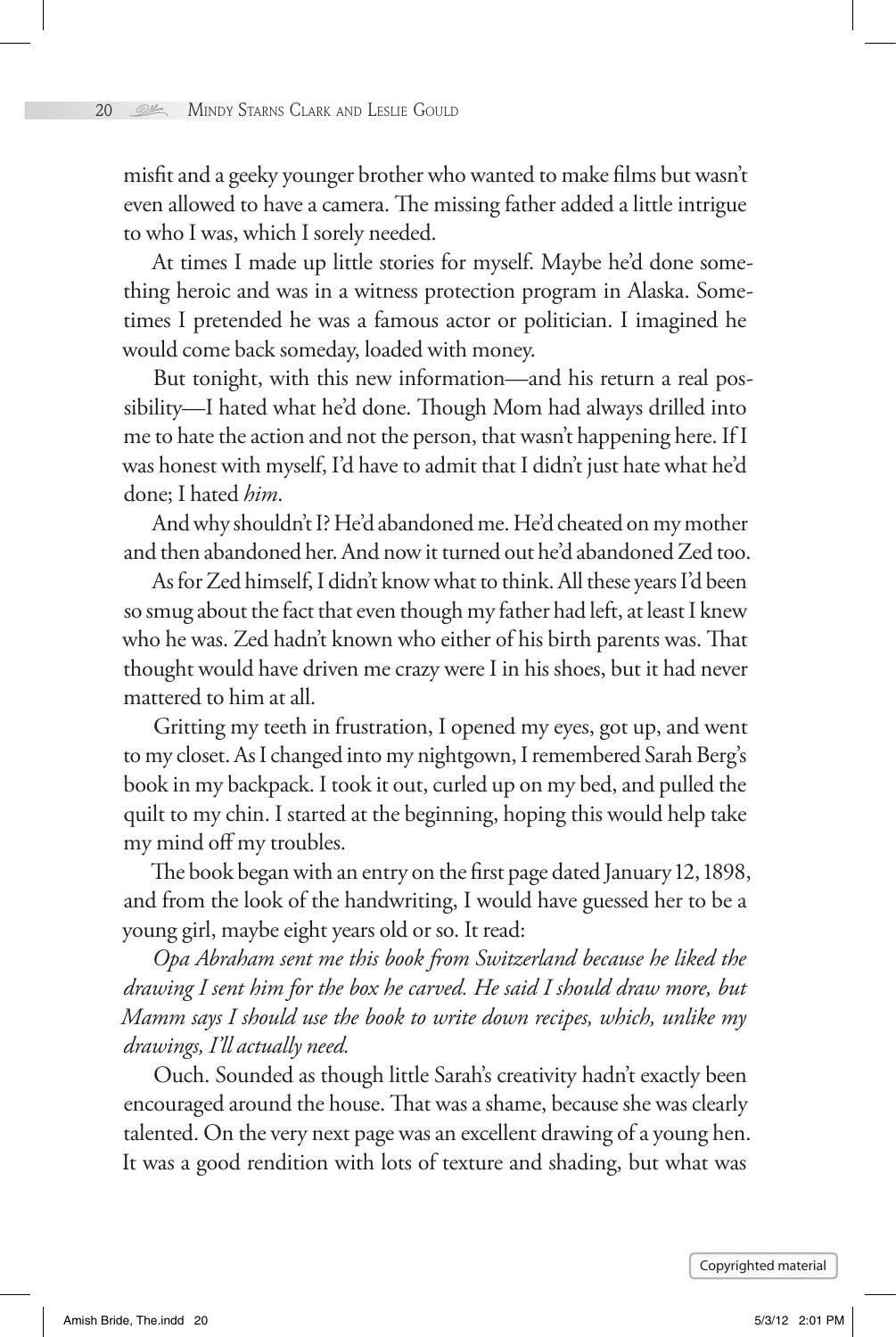misfit and a geeky younger brother who wanted to make films but wasn't even allowed to have a camera. The missing father added a little intrigue to who I was, which I sorely needed.

At times I made up little stories for myself. Maybe he'd done something heroic and was in a witness protection program in Alaska. Sometimes I pretended he was a famous actor or politician. I imagined he would come back someday, loaded with money.

But tonight, with this new information—and his return a real possibility—I hated what he'd done. Though Mom had always drilled into me to hate the action and not the person, that wasn't happening here. If I was honest with myself, I'd have to admit that I didn't just hate what he'd done; I hated *him*.

And why shouldn't I? He'd abandoned me. He'd cheated on my mother and then abandoned her. And now it turned out he'd abandoned Zed too.

As for Zed himself, I didn't know what to think. All these years I'd been so smug about the fact that even though my father had left, at least I knew who he was. Zed hadn't known who either of his birth parents was. That thought would have driven me crazy were I in his shoes, but it had never mattered to him at all.

Gritting my teeth in frustration, I opened my eyes, got up, and went to my closet. As I changed into my nightgown, I remembered Sarah Berg's book in my backpack. I took it out, curled up on my bed, and pulled the quilt to my chin. I started at the beginning, hoping this would help take my mind off my troubles.

The book began with an entry on the first page dated January 12, 1898, and from the look of the handwriting, I would have guessed her to be a young girl, maybe eight years old or so. It read:

*Opa Abraham sent me this book from Switzerland because he liked the drawing I sent him for the box he carved. He said I should draw more, but Mamm says I should use the book to write down recipes, which, unlike my drawings, I'll actually need.*

Ouch. Sounded as though little Sarah's creativity hadn't exactly been encouraged around the house. That was a shame, because she was clearly talented. On the very next page was an excellent drawing of a young hen. It was a good rendition with lots of texture and shading, but what was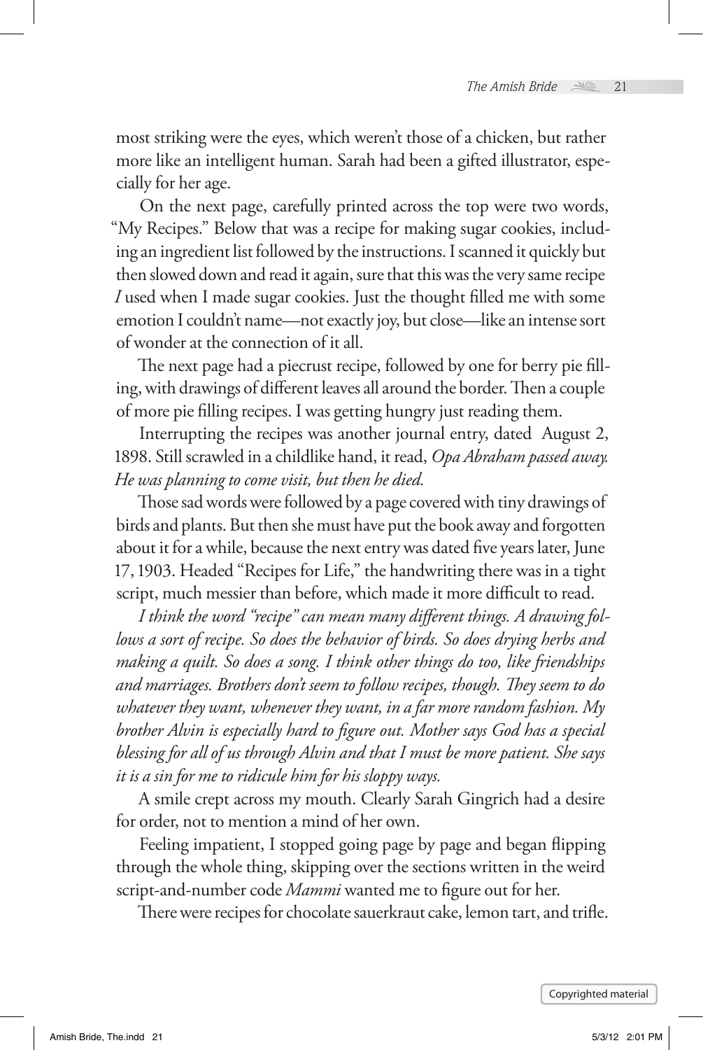most striking were the eyes, which weren't those of a chicken, but rather more like an intelligent human. Sarah had been a gifted illustrator, especially for her age.

On the next page, carefully printed across the top were two words, "My Recipes." Below that was a recipe for making sugar cookies, including an ingredient list followed by the instructions. I scanned it quickly but then slowed down and read it again, sure that this was the very same recipe *I* used when I made sugar cookies. Just the thought filled me with some emotion I couldn't name—not exactly joy, but close—like an intense sort of wonder at the connection of it all.

The next page had a piecrust recipe, followed by one for berry pie filling, with drawings of different leaves all around the border. Then a couple of more pie filling recipes. I was getting hungry just reading them.

Interrupting the recipes was another journal entry, dated August 2, 1898. Still scrawled in a childlike hand, it read, *Opa Abraham passed away. He was planning to come visit, but then he died.*

Those sad words were followed by a page covered with tiny drawings of birds and plants. But then she must have put the book away and forgotten about it for a while, because the next entry was dated five years later, June 17, 1903. Headed "Recipes for Life," the handwriting there was in a tight script, much messier than before, which made it more difficult to read.

*I think the word "recipe" can mean many different things. A drawing follows a sort of recipe. So does the behavior of birds. So does drying herbs and making a quilt. So does a song. I think other things do too, like friendships and marriages. Brothers don't seem to follow recipes, though. They seem to do whatever they want, whenever they want, in a far more random fashion. My brother Alvin is especially hard to figure out. Mother says God has a special blessing for all of us through Alvin and that I must be more patient. She says it is a sin for me to ridicule him for his sloppy ways.*

A smile crept across my mouth. Clearly Sarah Gingrich had a desire for order, not to mention a mind of her own.

Feeling impatient, I stopped going page by page and began flipping through the whole thing, skipping over the sections written in the weird script-and-number code *Mammi* wanted me to figure out for her.

There were recipes for chocolate sauerkraut cake, lemon tart, and trifle.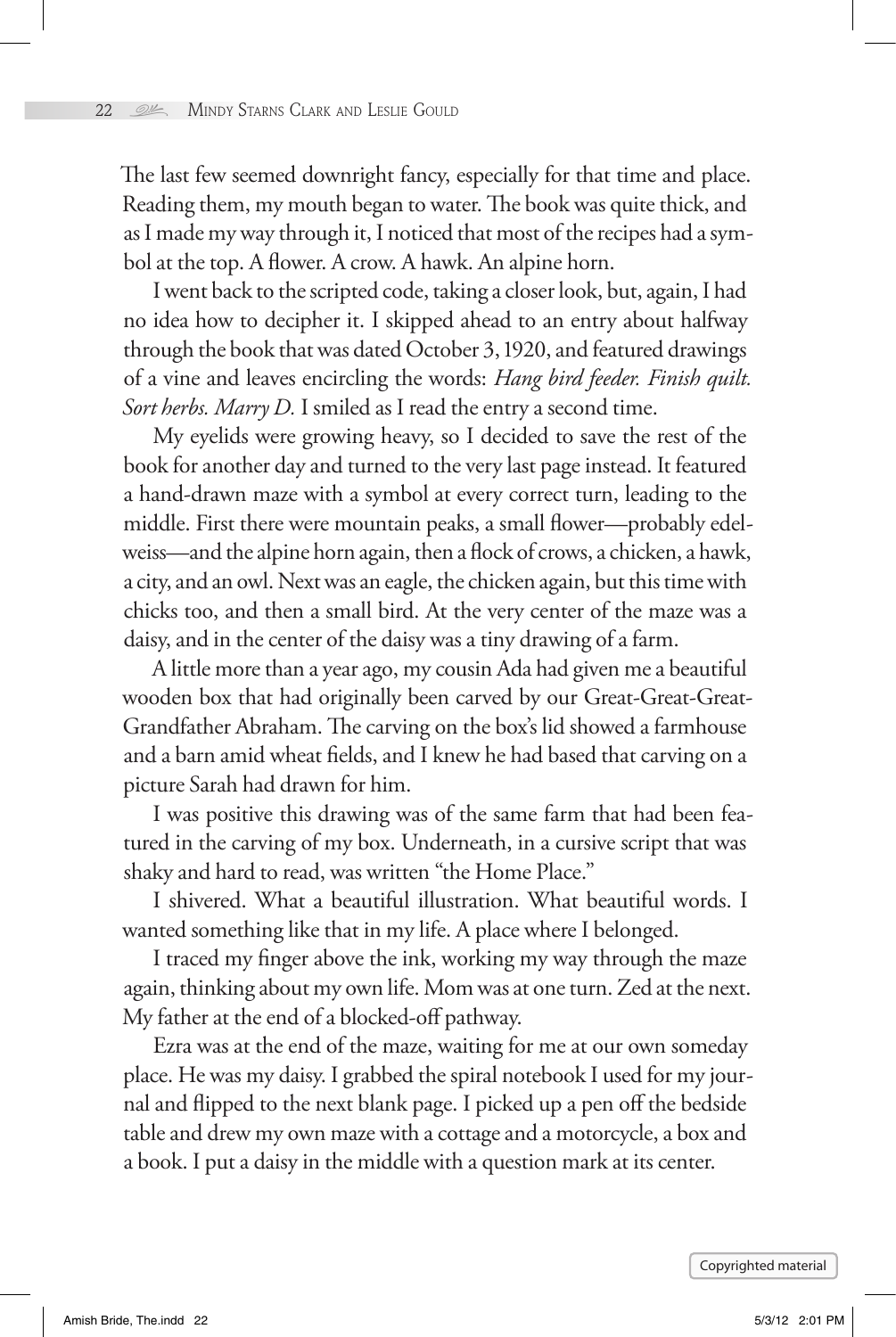The last few seemed downright fancy, especially for that time and place. Reading them, my mouth began to water. The book was quite thick, and as I made my way through it, I noticed that most of the recipes had a symbol at the top. A flower. A crow. A hawk. An alpine horn.

I went back to the scripted code, taking a closer look, but, again, I had no idea how to decipher it. I skipped ahead to an entry about halfway through the book that was dated October 3, 1920, and featured drawings of a vine and leaves encircling the words: *Hang bird feeder. Finish quilt. Sort herbs. Marry D.* I smiled as I read the entry a second time.

My eyelids were growing heavy, so I decided to save the rest of the book for another day and turned to the very last page instead. It featured a hand-drawn maze with a symbol at every correct turn, leading to the middle. First there were mountain peaks, a small flower—probably edelweiss—and the alpine horn again, then a flock of crows, a chicken, a hawk, a city, and an owl. Next was an eagle, the chicken again, but this time with chicks too, and then a small bird. At the very center of the maze was a daisy, and in the center of the daisy was a tiny drawing of a farm.

A little more than a year ago, my cousin Ada had given me a beautiful wooden box that had originally been carved by our Great-Great-Great-Grandfather Abraham. The carving on the box's lid showed a farmhouse and a barn amid wheat fields, and I knew he had based that carving on a picture Sarah had drawn for him.

I was positive this drawing was of the same farm that had been featured in the carving of my box. Underneath, in a cursive script that was shaky and hard to read, was written "the Home Place."

I shivered. What a beautiful illustration. What beautiful words. I wanted something like that in my life. A place where I belonged.

I traced my finger above the ink, working my way through the maze again, thinking about my own life. Mom was at one turn. Zed at the next. My father at the end of a blocked-off pathway.

Ezra was at the end of the maze, waiting for me at our own someday place. He was my daisy. I grabbed the spiral notebook I used for my journal and flipped to the next blank page. I picked up a pen off the bedside table and drew my own maze with a cottage and a motorcycle, a box and a book. I put a daisy in the middle with a question mark at its center.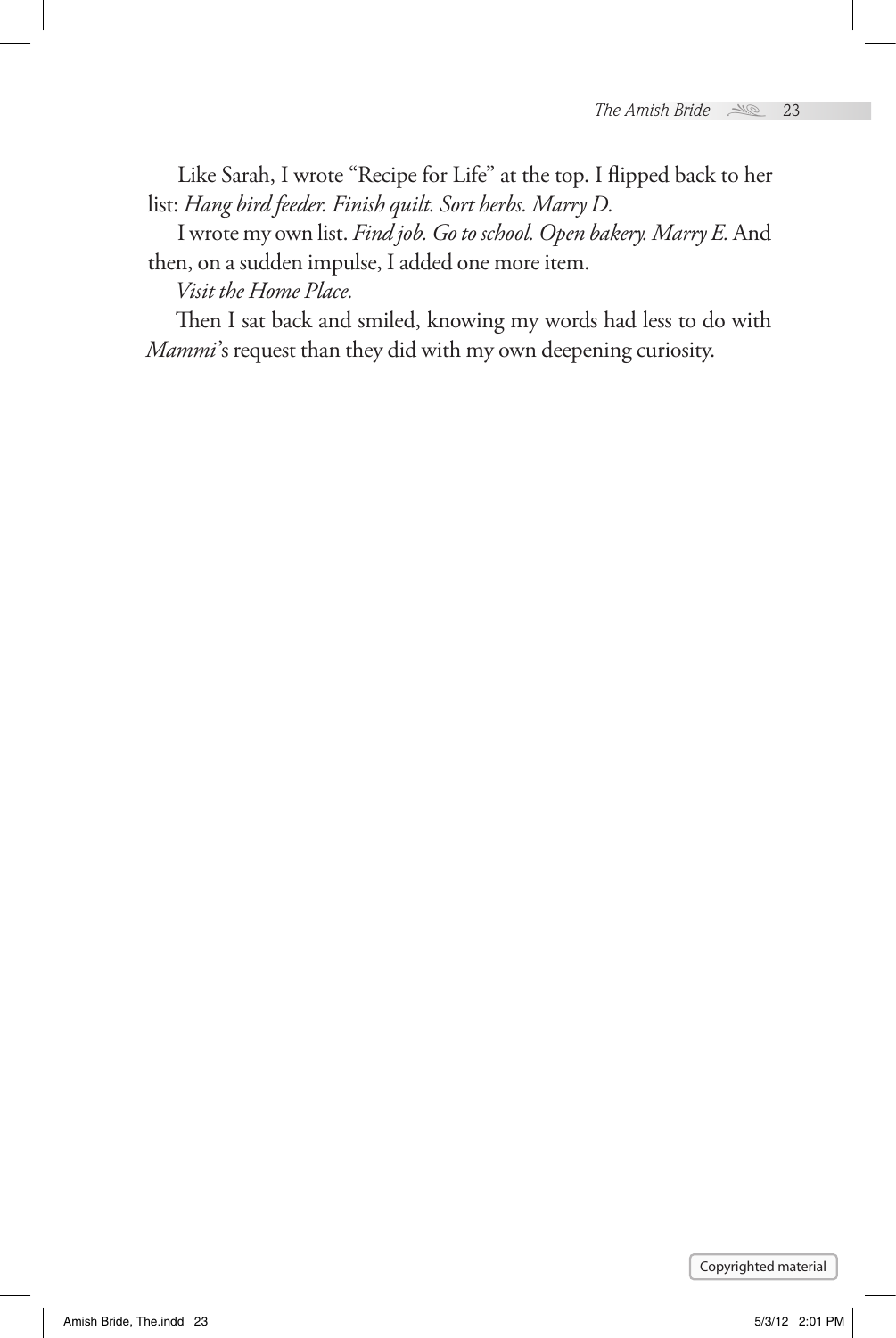Like Sarah, I wrote "Recipe for Life" at the top. I flipped back to her list: *Hang bird feeder. Finish quilt. Sort herbs. Marry D.*

I wrote my own list. *Find job. Go to school. Open bakery. Marry E.* And then, on a sudden impulse, I added one more item.

*Visit the Home Place.*

Then I sat back and smiled, knowing my words had less to do with *Mammi*'s request than they did with my own deepening curiosity.